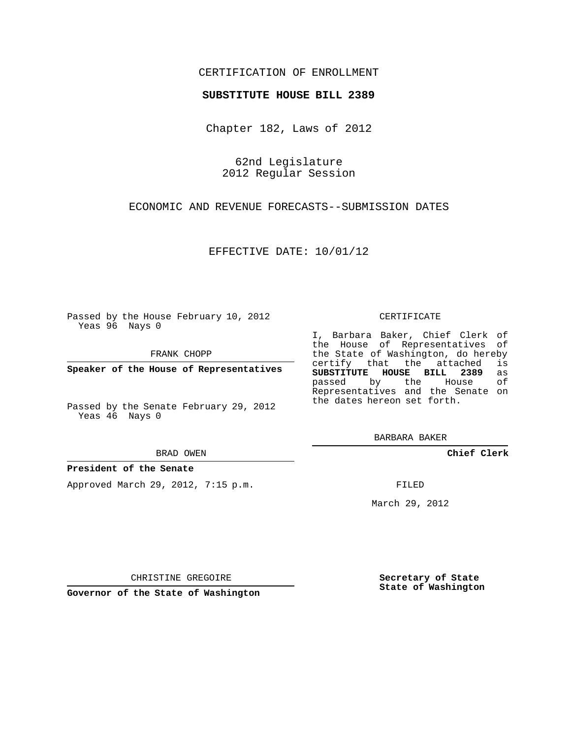CERTIFICATION OF ENROLLMENT

**SUBSTITUTE HOUSE BILL 2389**

Chapter 182, Laws of 2012

62nd Legislature
2012 Regular Session

ECONOMIC AND REVENUE FORECASTS--SUBMISSION DATES

EFFECTIVE DATE: 10/01/12

Passed by the House February 10, 2012
Yeas 96 Nays 0

FRANK CHOPP

**Speaker of the House of Representatives**

Passed by the Senate February 29, 2012
Yeas 46 Nays 0

BRAD OWEN

**President of the Senate**

Approved March 29, 2012, 7:15 p.m.

CHRISTINE GREGOIRE

**Governor of the State of Washington**

CERTIFICATE

I, Barbara Baker, Chief Clerk of the House of Representatives of the State of Washington, do hereby certify that the attached is **SUBSTITUTE HOUSE BILL 2389** as passed by the House of Representatives and the Senate on the dates hereon set forth.

BARBARA BAKER

**Chief Clerk**

FILED

March 29, 2012

**Secretary of State**
**State of Washington**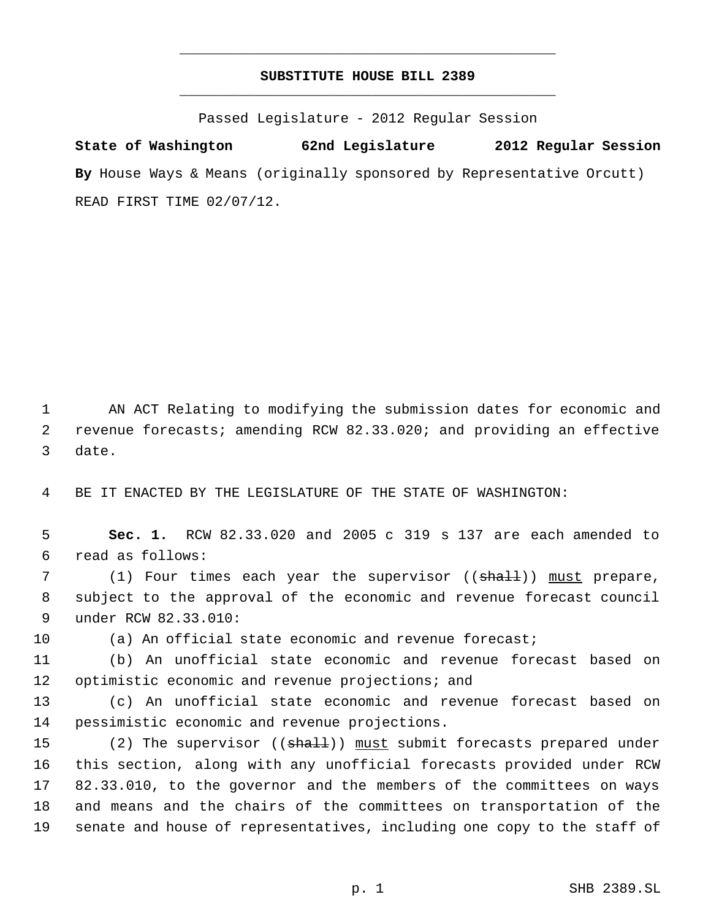# SUBSTITUTE HOUSE BILL 2389

Passed Legislature - 2012 Regular Session

**State of Washington 62nd Legislature 2012 Regular Session**

**By** House Ways & Means (originally sponsored by Representative Orcutt)

READ FIRST TIME 02/07/12.

1 AN ACT Relating to modifying the submission dates for economic and
2 revenue forecasts; amending RCW 82.33.020; and providing an effective
3 date.

4 BE IT ENACTED BY THE LEGISLATURE OF THE STATE OF WASHINGTON:

5 **Sec. 1.** RCW 82.33.020 and 2005 c 319 s 137 are each amended to
6 read as follows:

7 (1) Four times each year the supervisor ((~~shall~~)) <u>must</u> prepare,
8 subject to the approval of the economic and revenue forecast council
9 under RCW 82.33.010:

10 (a) An official state economic and revenue forecast;

11 (b) An unofficial state economic and revenue forecast based on
12 optimistic economic and revenue projections; and

13 (c) An unofficial state economic and revenue forecast based on
14 pessimistic economic and revenue projections.

15 (2) The supervisor ((~~shall~~)) <u>must</u> submit forecasts prepared under
16 this section, along with any unofficial forecasts provided under RCW
17 82.33.010, to the governor and the members of the committees on ways
18 and means and the chairs of the committees on transportation of the
19 senate and house of representatives, including one copy to the staff of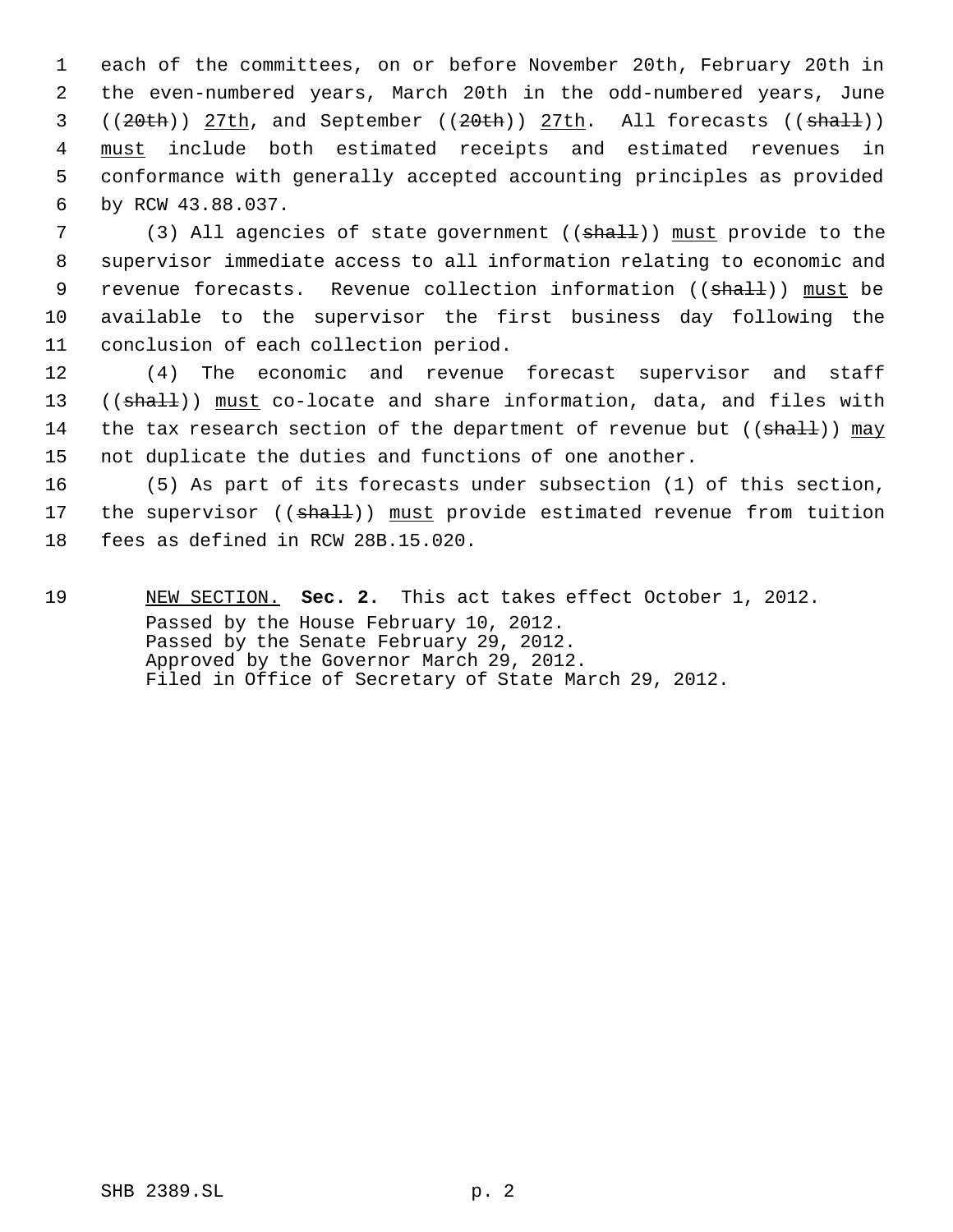each of the committees, on or before November 20th, February 20th in the even-numbered years, March 20th in the odd-numbered years, June ((~~20th~~)) <u>27th</u>, and September ((~~20th~~)) <u>27th</u>. All forecasts ((~~shall~~)) <u>must</u> include both estimated receipts and estimated revenues in conformance with generally accepted accounting principles as provided by RCW 43.88.037.

(3) All agencies of state government ((~~shall~~)) <u>must</u> provide to the supervisor immediate access to all information relating to economic and revenue forecasts. Revenue collection information ((~~shall~~)) <u>must</u> be available to the supervisor the first business day following the conclusion of each collection period.

(4) The economic and revenue forecast supervisor and staff ((~~shall~~)) <u>must</u> co-locate and share information, data, and files with the tax research section of the department of revenue but ((~~shall~~)) <u>may</u> not duplicate the duties and functions of one another.

(5) As part of its forecasts under subsection (1) of this section, the supervisor ((~~shall~~)) <u>must</u> provide estimated revenue from tuition fees as defined in RCW 28B.15.020.

<u>NEW SECTION.</u> **Sec. 2.** This act takes effect October 1, 2012.

Passed by the House February 10, 2012.
Passed by the Senate February 29, 2012.
Approved by the Governor March 29, 2012.
Filed in Office of Secretary of State March 29, 2012.